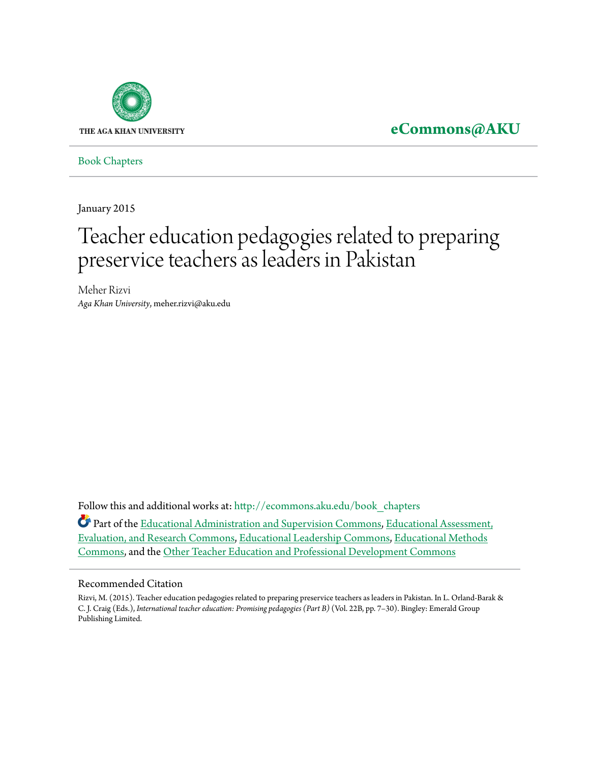THE AGA KHAN UNIVERSITY

**eCommons@AKU**

Book Chapters

January 2015

# Teacher education pedagogies related to preparing preservice teachers as leaders in Pakistan

Meher Rizvi
*Aga Khan University*, meher.rizvi@aku.edu

Follow this and additional works at: http://ecommons.aku.edu/book_chapters

Part of the Educational Administration and Supervision Commons, Educational Assessment, Evaluation, and Research Commons, Educational Leadership Commons, Educational Methods Commons, and the Other Teacher Education and Professional Development Commons

## Recommended Citation

Rizvi, M. (2015). Teacher education pedagogies related to preparing preservice teachers as leaders in Pakistan. In L. Orland-Barak & C. J. Craig (Eds.), *International teacher education: Promising pedagogies (Part B)* (Vol. 22B, pp. 7–30). Bingley: Emerald Group Publishing Limited.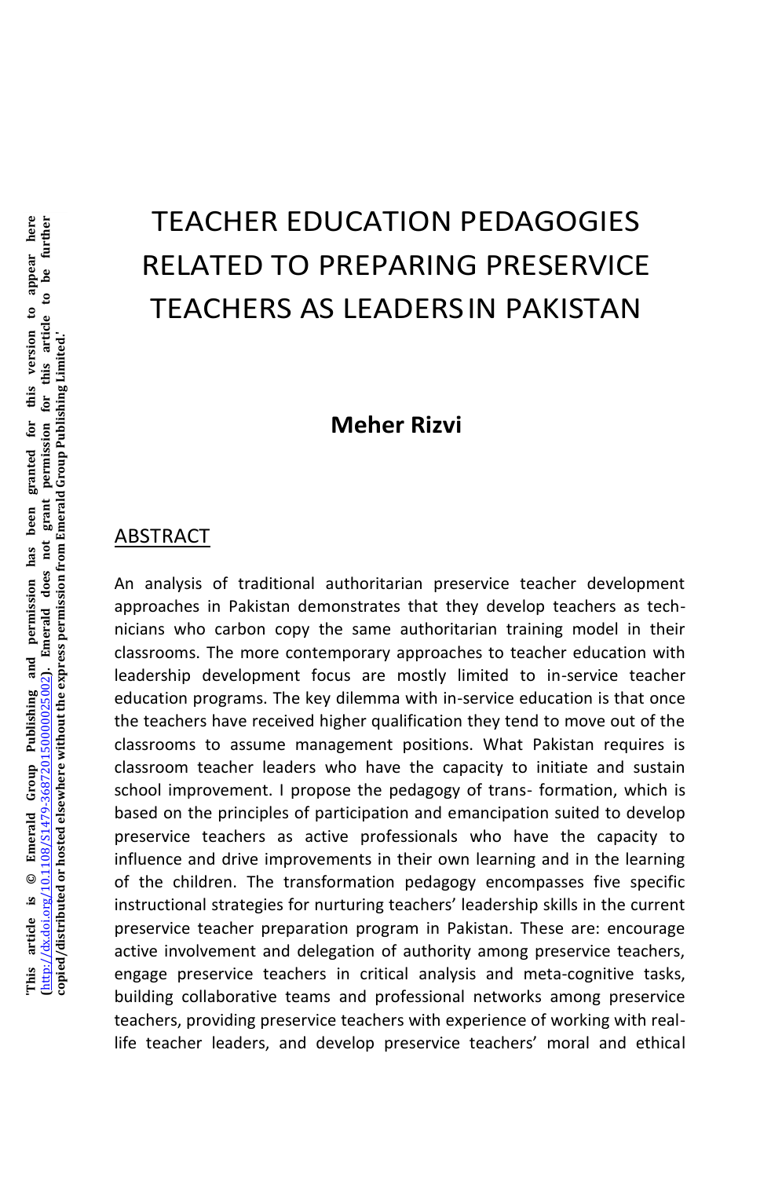'This article is © Emerald Group Publishing and permission has been granted for this version to appear here (http://dx.doi.org/10.1108/S1479-368720150000025002). Emerald does not grant permission for this article to be further copied/distributed or hosted elsewhere without the express permission from Emerald Group Publishing Limited.'

# TEACHER EDUCATION PEDAGOGIES RELATED TO PREPARING PRESERVICE TEACHERS AS LEADERS IN PAKISTAN

**Meher Rizvi**

## ABSTRACT

An analysis of traditional authoritarian preservice teacher development approaches in Pakistan demonstrates that they develop teachers as technicians who carbon copy the same authoritarian training model in their classrooms. The more contemporary approaches to teacher education with leadership development focus are mostly limited to in-service teacher education programs. The key dilemma with in-service education is that once the teachers have received higher qualification they tend to move out of the classrooms to assume management positions. What Pakistan requires is classroom teacher leaders who have the capacity to initiate and sustain school improvement. I propose the pedagogy of trans- formation, which is based on the principles of participation and emancipation suited to develop preservice teachers as active professionals who have the capacity to influence and drive improvements in their own learning and in the learning of the children. The transformation pedagogy encompasses five specific instructional strategies for nurturing teachers' leadership skills in the current preservice teacher preparation program in Pakistan. These are: encourage active involvement and delegation of authority among preservice teachers, engage preservice teachers in critical analysis and meta-cognitive tasks, building collaborative teams and professional networks among preservice teachers, providing preservice teachers with experience of working with real-life teacher leaders, and develop preservice teachers' moral and ethical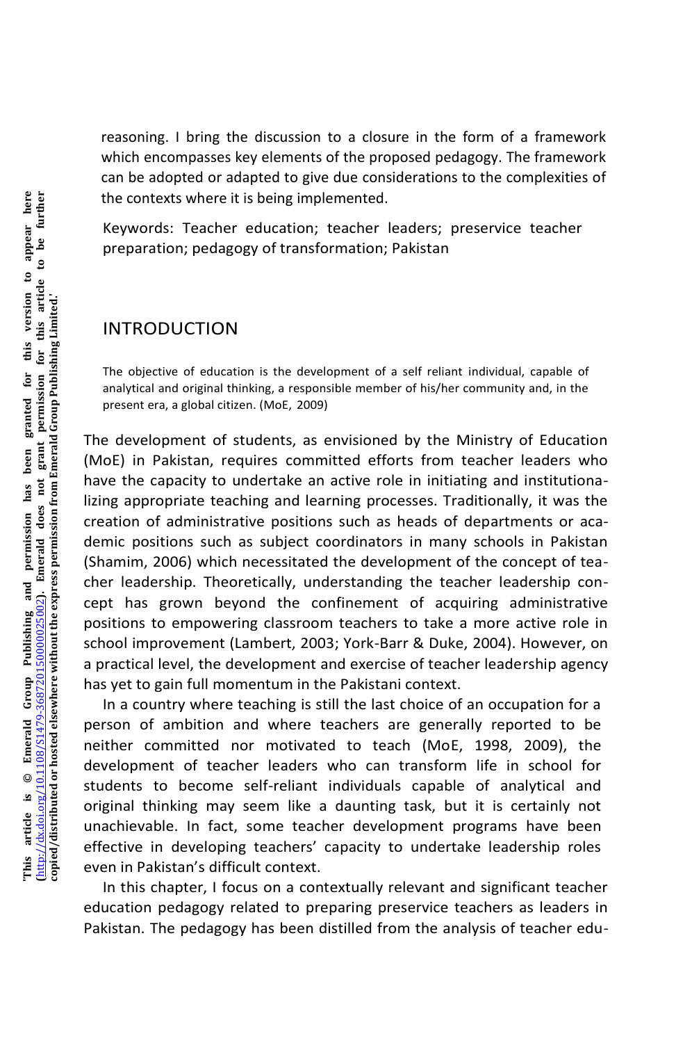reasoning. I bring the discussion to a closure in the form of a framework which encompasses key elements of the proposed pedagogy. The framework can be adopted or adapted to give due considerations to the complexities of the contexts where it is being implemented.

Keywords: Teacher education; teacher leaders; preservice teacher preparation; pedagogy of transformation; Pakistan

## INTRODUCTION

> The objective of education is the development of a self reliant individual, capable of analytical and original thinking, a responsible member of his/her community and, in the present era, a global citizen. (MoE, 2009)

The development of students, as envisioned by the Ministry of Education (MoE) in Pakistan, requires committed efforts from teacher leaders who have the capacity to undertake an active role in initiating and institutionalizing appropriate teaching and learning processes. Traditionally, it was the creation of administrative positions such as heads of departments or academic positions such as subject coordinators in many schools in Pakistan (Shamim, 2006) which necessitated the development of the concept of teacher leadership. Theoretically, understanding the teacher leadership concept has grown beyond the confinement of acquiring administrative positions to empowering classroom teachers to take a more active role in school improvement (Lambert, 2003; York-Barr & Duke, 2004). However, on a practical level, the development and exercise of teacher leadership agency has yet to gain full momentum in the Pakistani context.

In a country where teaching is still the last choice of an occupation for a person of ambition and where teachers are generally reported to be neither committed nor motivated to teach (MoE, 1998, 2009), the development of teacher leaders who can transform life in school for students to become self-reliant individuals capable of analytical and original thinking may seem like a daunting task, but it is certainly not unachievable. In fact, some teacher development programs have been effective in developing teachers' capacity to undertake leadership roles even in Pakistan's difficult context.

In this chapter, I focus on a contextually relevant and significant teacher education pedagogy related to preparing preservice teachers as leaders in Pakistan. The pedagogy has been distilled from the analysis of teacher edu-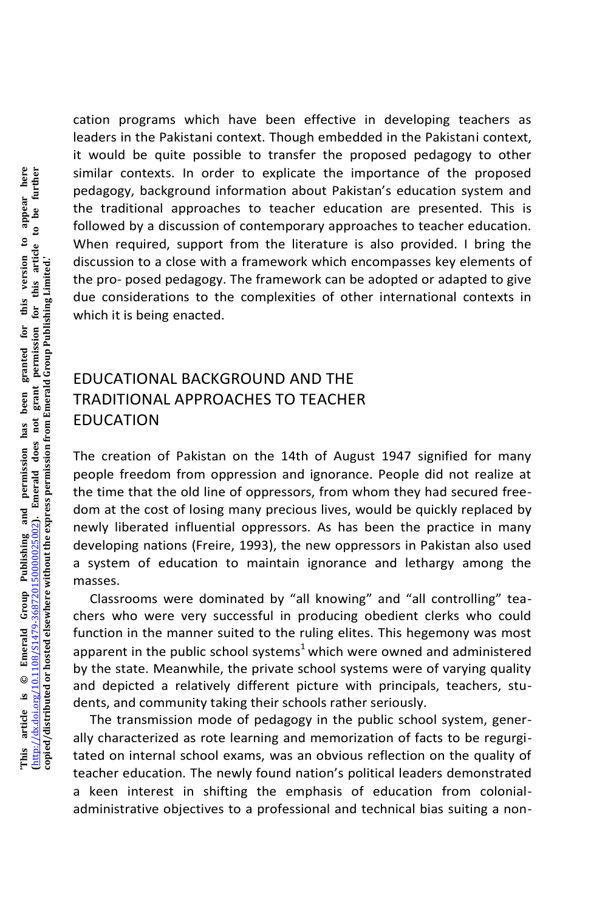cation programs which have been effective in developing teachers as leaders in the Pakistani context. Though embedded in the Pakistani context, it would be quite possible to transfer the proposed pedagogy to other similar contexts. In order to explicate the importance of the proposed pedagogy, background information about Pakistan's education system and the traditional approaches to teacher education are presented. This is followed by a discussion of contemporary approaches to teacher education. When required, support from the literature is also provided. I bring the discussion to a close with a framework which encompasses key elements of the pro- posed pedagogy. The framework can be adopted or adapted to give due considerations to the complexities of other international contexts in which it is being enacted.

## EDUCATIONAL BACKGROUND AND THE TRADITIONAL APPROACHES TO TEACHER EDUCATION

The creation of Pakistan on the 14th of August 1947 signified for many people freedom from oppression and ignorance. People did not realize at the time that the old line of oppressors, from whom they had secured freedom at the cost of losing many precious lives, would be quickly replaced by newly liberated influential oppressors. As has been the practice in many developing nations (Freire, 1993), the new oppressors in Pakistan also used a system of education to maintain ignorance and lethargy among the masses.

Classrooms were dominated by "all knowing" and "all controlling" teachers who were very successful in producing obedient clerks who could function in the manner suited to the ruling elites. This hegemony was most apparent in the public school systems[1] which were owned and administered by the state. Meanwhile, the private school systems were of varying quality and depicted a relatively different picture with principals, teachers, students, and community taking their schools rather seriously.

The transmission mode of pedagogy in the public school system, generally characterized as rote learning and memorization of facts to be regurgitated on internal school exams, was an obvious reflection on the quality of teacher education. The newly found nation's political leaders demonstrated a keen interest in shifting the emphasis of education from colonial-administrative objectives to a professional and technical bias suiting a non-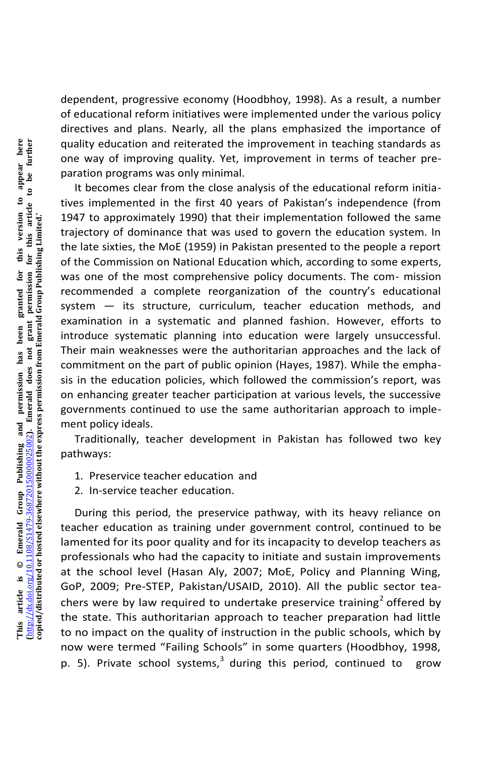dependent, progressive economy (Hoodbhoy, 1998). As a result, a number of educational reform initiatives were implemented under the various policy directives and plans. Nearly, all the plans emphasized the importance of quality education and reiterated the improvement in teaching standards as one way of improving quality. Yet, improvement in terms of teacher preparation programs was only minimal.

It becomes clear from the close analysis of the educational reform initiatives implemented in the first 40 years of Pakistan's independence (from 1947 to approximately 1990) that their implementation followed the same trajectory of dominance that was used to govern the education system. In the late sixties, the MoE (1959) in Pakistan presented to the people a report of the Commission on National Education which, according to some experts, was one of the most comprehensive policy documents. The com- mission recommended a complete reorganization of the country's educational system — its structure, curriculum, teacher education methods, and examination in a systematic and planned fashion. However, efforts to introduce systematic planning into education were largely unsuccessful. Their main weaknesses were the authoritarian approaches and the lack of commitment on the part of public opinion (Hayes, 1987). While the emphasis in the education policies, which followed the commission's report, was on enhancing greater teacher participation at various levels, the successive governments continued to use the same authoritarian approach to implement policy ideals.

Traditionally, teacher development in Pakistan has followed two key pathways:

1. Preservice teacher education and
2. In-service teacher education.

During this period, the preservice pathway, with its heavy reliance on teacher education as training under government control, continued to be lamented for its poor quality and for its incapacity to develop teachers as professionals who had the capacity to initiate and sustain improvements at the school level (Hasan Aly, 2007; MoE, Policy and Planning Wing, GoP, 2009; Pre-STEP, Pakistan/USAID, 2010). All the public sector teachers were by law required to undertake preservice training[2] offered by the state. This authoritarian approach to teacher preparation had little to no impact on the quality of instruction in the public schools, which by now were termed "Failing Schools" in some quarters (Hoodbhoy, 1998, p. 5). Private school systems,[3] during this period, continued to grow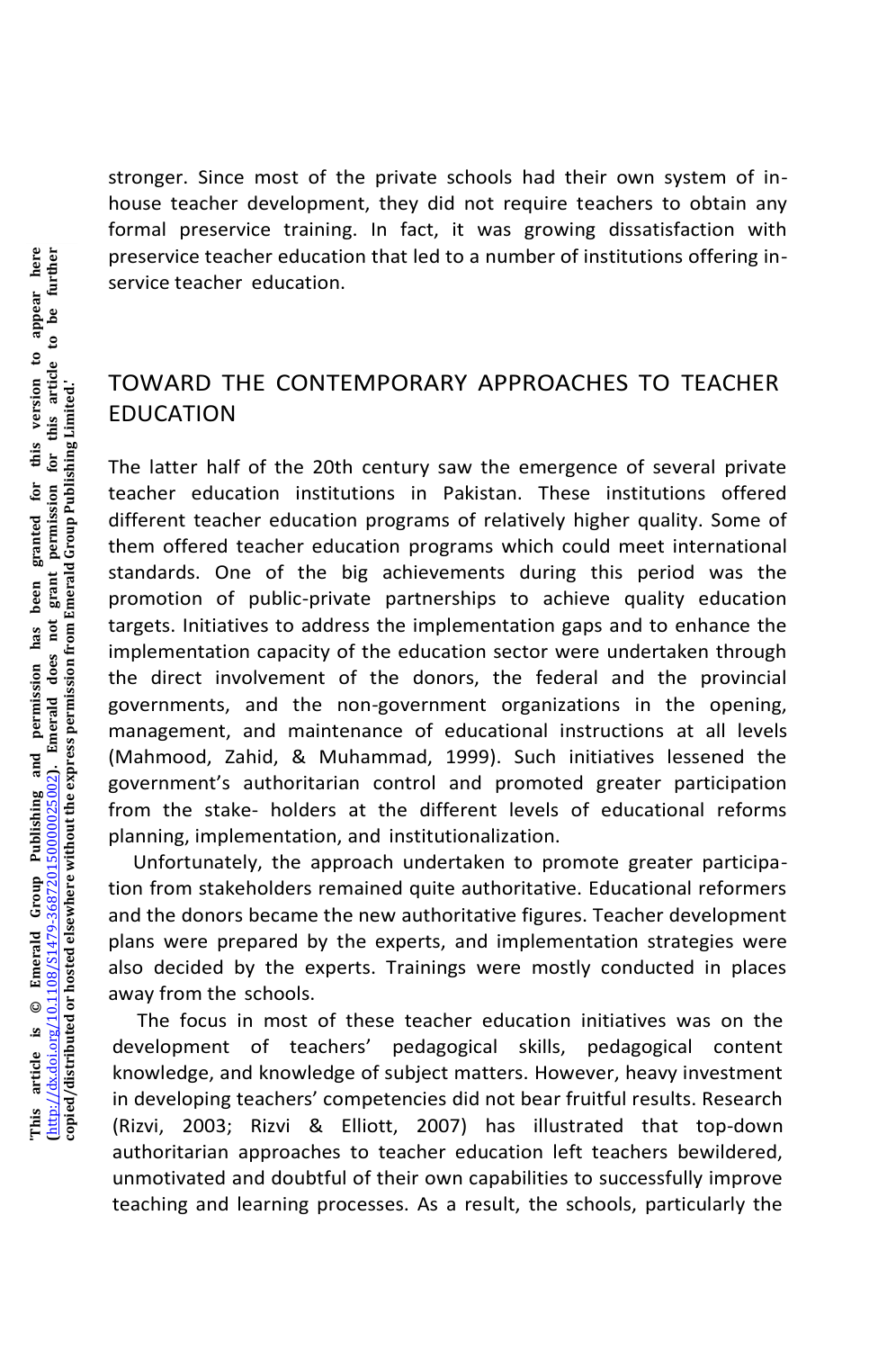stronger. Since most of the private schools had their own system of in-house teacher development, they did not require teachers to obtain any formal preservice training. In fact, it was growing dissatisfaction with preservice teacher education that led to a number of institutions offering in-service teacher education.

## TOWARD THE CONTEMPORARY APPROACHES TO TEACHER EDUCATION

The latter half of the 20th century saw the emergence of several private teacher education institutions in Pakistan. These institutions offered different teacher education programs of relatively higher quality. Some of them offered teacher education programs which could meet international standards. One of the big achievements during this period was the promotion of public-private partnerships to achieve quality education targets. Initiatives to address the implementation gaps and to enhance the implementation capacity of the education sector were undertaken through the direct involvement of the donors, the federal and the provincial governments, and the non-government organizations in the opening, management, and maintenance of educational instructions at all levels (Mahmood, Zahid, & Muhammad, 1999). Such initiatives lessened the government's authoritarian control and promoted greater participation from the stake- holders at the different levels of educational reforms planning, implementation, and institutionalization.

Unfortunately, the approach undertaken to promote greater participation from stakeholders remained quite authoritative. Educational reformers and the donors became the new authoritative figures. Teacher development plans were prepared by the experts, and implementation strategies were also decided by the experts. Trainings were mostly conducted in places away from the schools.

The focus in most of these teacher education initiatives was on the development of teachers' pedagogical skills, pedagogical content knowledge, and knowledge of subject matters. However, heavy investment in developing teachers' competencies did not bear fruitful results. Research (Rizvi, 2003; Rizvi & Elliott, 2007) has illustrated that top-down authoritarian approaches to teacher education left teachers bewildered, unmotivated and doubtful of their own capabilities to successfully improve teaching and learning processes. As a result, the schools, particularly the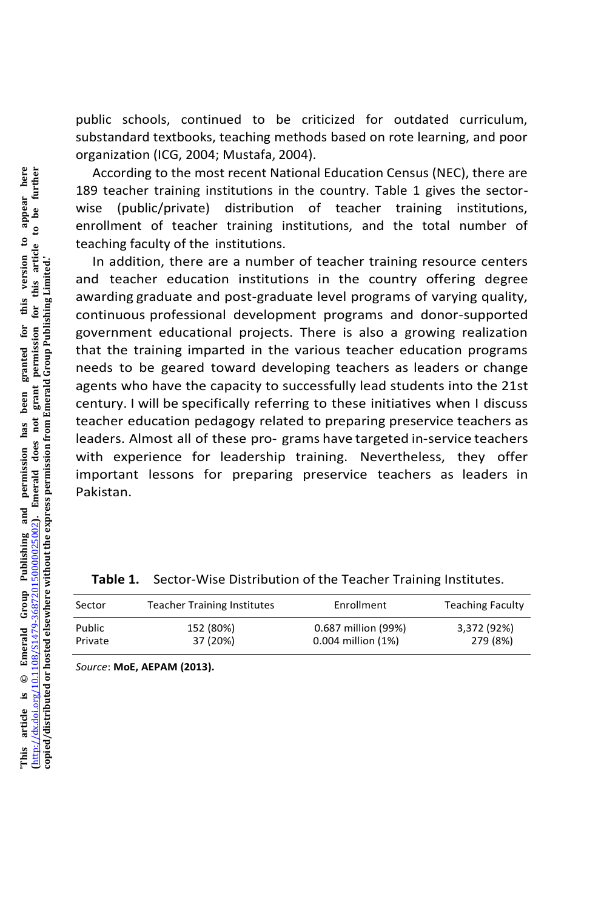public schools, continued to be criticized for outdated curriculum, substandard textbooks, teaching methods based on rote learning, and poor organization (ICG, 2004; Mustafa, 2004).

According to the most recent National Education Census (NEC), there are 189 teacher training institutions in the country. Table 1 gives the sector-wise (public/private) distribution of teacher training institutions, enrollment of teacher training institutions, and the total number of teaching faculty of the institutions.

In addition, there are a number of teacher training resource centers and teacher education institutions in the country offering degree awarding graduate and post-graduate level programs of varying quality, continuous professional development programs and donor-supported government educational projects. There is also a growing realization that the training imparted in the various teacher education programs needs to be geared toward developing teachers as leaders or change agents who have the capacity to successfully lead students into the 21st century. I will be specifically referring to these initiatives when I discuss teacher education pedagogy related to preparing preservice teachers as leaders. Almost all of these programs have targeted in-service teachers with experience for leadership training. Nevertheless, they offer important lessons for preparing preservice teachers as leaders in Pakistan.

**Table 1.** Sector-Wise Distribution of the Teacher Training Institutes.

| Sector | Teacher Training Institutes | Enrollment | Teaching Faculty |
|---|---|---|---|
| Public | 152 (80%) | 0.687 million (99%) | 3,372 (92%) |
| Private | 37 (20%) | 0.004 million (1%) | 279 (8%) |

*Source*: **MoE, AEPAM (2013).**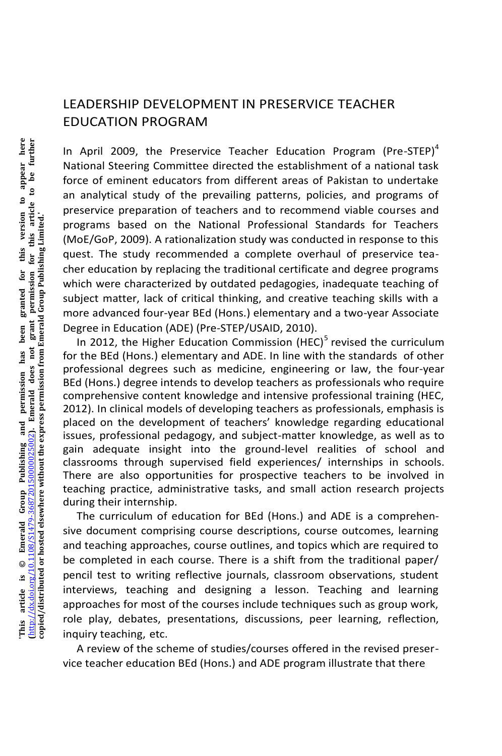## LEADERSHIP DEVELOPMENT IN PRESERVICE TEACHER EDUCATION PROGRAM

In April 2009, the Preservice Teacher Education Program (Pre-STEP)[4] National Steering Committee directed the establishment of a national task force of eminent educators from different areas of Pakistan to undertake an analytical study of the prevailing patterns, policies, and programs of preservice preparation of teachers and to recommend viable courses and programs based on the National Professional Standards for Teachers (MoE/GoP, 2009). A rationalization study was conducted in response to this quest. The study recommended a complete overhaul of preservice teacher education by replacing the traditional certificate and degree programs which were characterized by outdated pedagogies, inadequate teaching of subject matter, lack of critical thinking, and creative teaching skills with a more advanced four-year BEd (Hons.) elementary and a two-year Associate Degree in Education (ADE) (Pre-STEP/USAID, 2010).

In 2012, the Higher Education Commission (HEC)[5] revised the curriculum for the BEd (Hons.) elementary and ADE. In line with the standards of other professional degrees such as medicine, engineering or law, the four-year BEd (Hons.) degree intends to develop teachers as professionals who require comprehensive content knowledge and intensive professional training (HEC, 2012). In clinical models of developing teachers as professionals, emphasis is placed on the development of teachers' knowledge regarding educational issues, professional pedagogy, and subject-matter knowledge, as well as to gain adequate insight into the ground-level realities of school and classrooms through supervised field experiences/ internships in schools. There are also opportunities for prospective teachers to be involved in teaching practice, administrative tasks, and small action research projects during their internship.

The curriculum of education for BEd (Hons.) and ADE is a comprehensive document comprising course descriptions, course outcomes, learning and teaching approaches, course outlines, and topics which are required to be completed in each course. There is a shift from the traditional paper/ pencil test to writing reflective journals, classroom observations, student interviews, teaching and designing a lesson. Teaching and learning approaches for most of the courses include techniques such as group work, role play, debates, presentations, discussions, peer learning, reflection, inquiry teaching, etc.

A review of the scheme of studies/courses offered in the revised preservice teacher education BEd (Hons.) and ADE program illustrate that there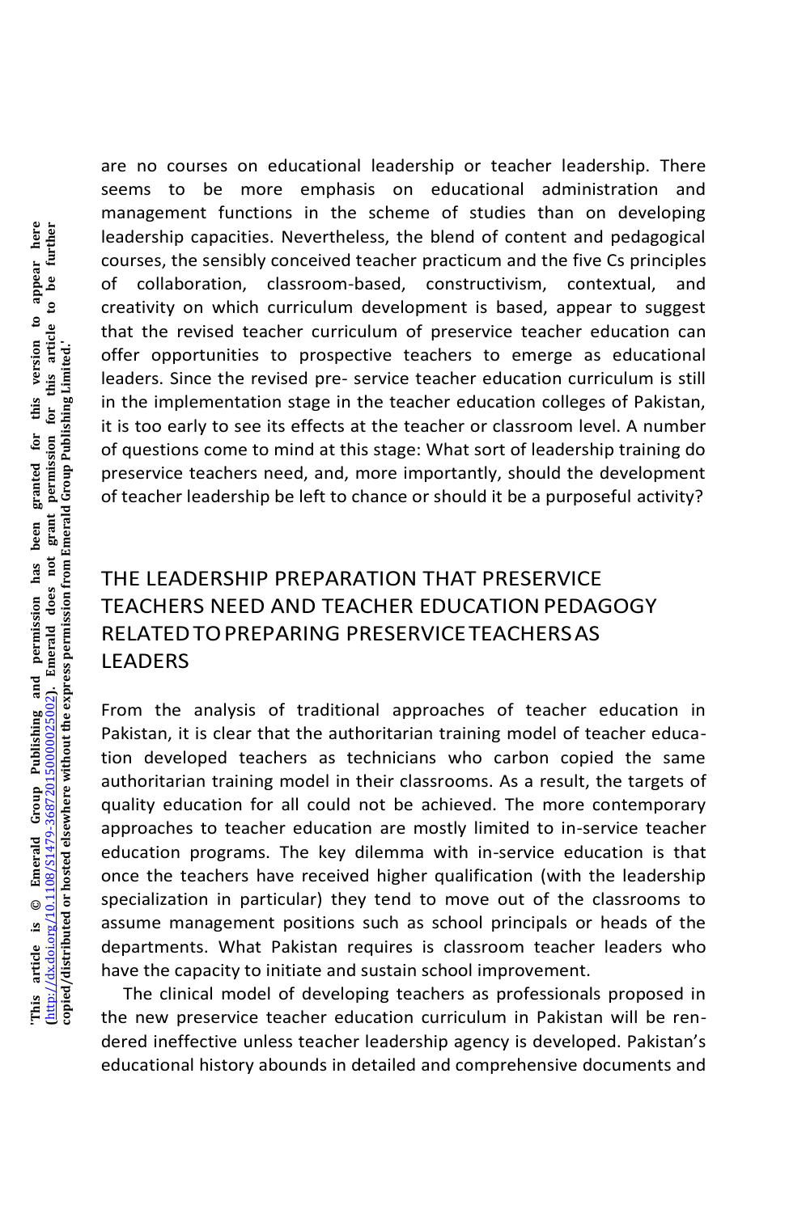are no courses on educational leadership or teacher leadership. There seems to be more emphasis on educational administration and management functions in the scheme of studies than on developing leadership capacities. Nevertheless, the blend of content and pedagogical courses, the sensibly conceived teacher practicum and the five Cs principles of collaboration, classroom-based, constructivism, contextual, and creativity on which curriculum development is based, appear to suggest that the revised teacher curriculum of preservice teacher education can offer opportunities to prospective teachers to emerge as educational leaders. Since the revised pre- service teacher education curriculum is still in the implementation stage in the teacher education colleges of Pakistan, it is too early to see its effects at the teacher or classroom level. A number of questions come to mind at this stage: What sort of leadership training do preservice teachers need, and, more importantly, should the development of teacher leadership be left to chance or should it be a purposeful activity?

## THE LEADERSHIP PREPARATION THAT PRESERVICE TEACHERS NEED AND TEACHER EDUCATION PEDAGOGY RELATED TO PREPARING PRESERVICE TEACHERS AS LEADERS

From the analysis of traditional approaches of teacher education in Pakistan, it is clear that the authoritarian training model of teacher education developed teachers as technicians who carbon copied the same authoritarian training model in their classrooms. As a result, the targets of quality education for all could not be achieved. The more contemporary approaches to teacher education are mostly limited to in-service teacher education programs. The key dilemma with in-service education is that once the teachers have received higher qualification (with the leadership specialization in particular) they tend to move out of the classrooms to assume management positions such as school principals or heads of the departments. What Pakistan requires is classroom teacher leaders who have the capacity to initiate and sustain school improvement.

The clinical model of developing teachers as professionals proposed in the new preservice teacher education curriculum in Pakistan will be rendered ineffective unless teacher leadership agency is developed. Pakistan's educational history abounds in detailed and comprehensive documents and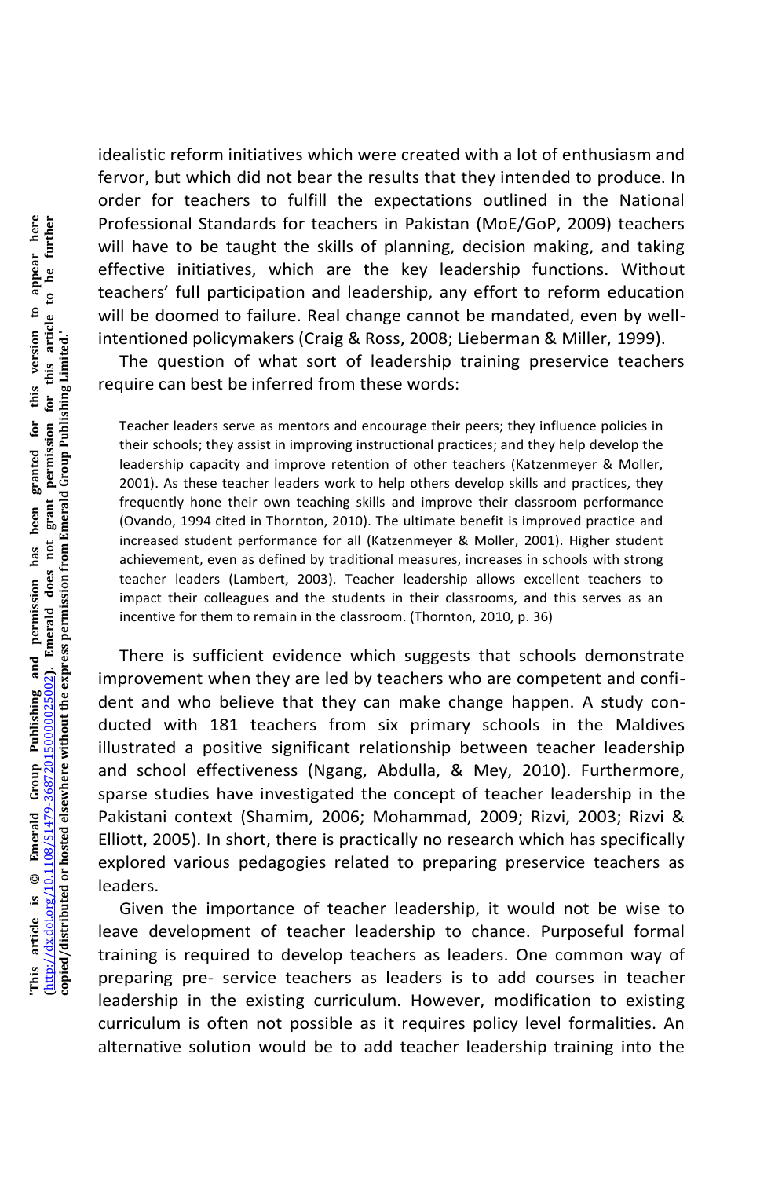idealistic reform initiatives which were created with a lot of enthusiasm and fervor, but which did not bear the results that they intended to produce. In order for teachers to fulfill the expectations outlined in the National Professional Standards for teachers in Pakistan (MoE/GoP, 2009) teachers will have to be taught the skills of planning, decision making, and taking effective initiatives, which are the key leadership functions. Without teachers' full participation and leadership, any effort to reform education will be doomed to failure. Real change cannot be mandated, even by well-intentioned policymakers (Craig & Ross, 2008; Lieberman & Miller, 1999).

The question of what sort of leadership training preservice teachers require can best be inferred from these words:

> Teacher leaders serve as mentors and encourage their peers; they influence policies in their schools; they assist in improving instructional practices; and they help develop the leadership capacity and improve retention of other teachers (Katzenmeyer & Moller, 2001). As these teacher leaders work to help others develop skills and practices, they frequently hone their own teaching skills and improve their classroom performance (Ovando, 1994 cited in Thornton, 2010). The ultimate benefit is improved practice and increased student performance for all (Katzenmeyer & Moller, 2001). Higher student achievement, even as defined by traditional measures, increases in schools with strong teacher leaders (Lambert, 2003). Teacher leadership allows excellent teachers to impact their colleagues and the students in their classrooms, and this serves as an incentive for them to remain in the classroom. (Thornton, 2010, p. 36)

There is sufficient evidence which suggests that schools demonstrate improvement when they are led by teachers who are competent and confident and who believe that they can make change happen. A study conducted with 181 teachers from six primary schools in the Maldives illustrated a positive significant relationship between teacher leadership and school effectiveness (Ngang, Abdulla, & Mey, 2010). Furthermore, sparse studies have investigated the concept of teacher leadership in the Pakistani context (Shamim, 2006; Mohammad, 2009; Rizvi, 2003; Rizvi & Elliott, 2005). In short, there is practically no research which has specifically explored various pedagogies related to preparing preservice teachers as leaders.

Given the importance of teacher leadership, it would not be wise to leave development of teacher leadership to chance. Purposeful formal training is required to develop teachers as leaders. One common way of preparing pre- service teachers as leaders is to add courses in teacher leadership in the existing curriculum. However, modification to existing curriculum is often not possible as it requires policy level formalities. An alternative solution would be to add teacher leadership training into the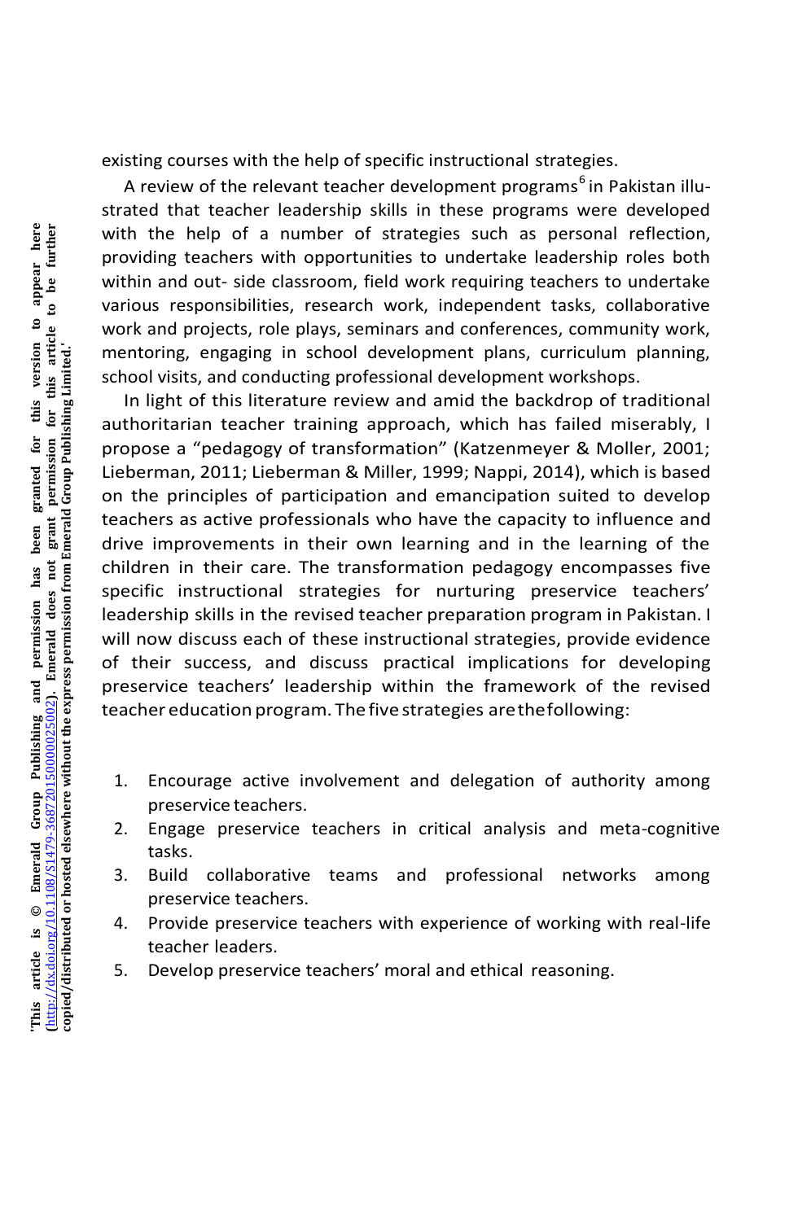existing courses with the help of specific instructional strategies.

A review of the relevant teacher development programs[6] in Pakistan illustrated that teacher leadership skills in these programs were developed with the help of a number of strategies such as personal reflection, providing teachers with opportunities to undertake leadership roles both within and out- side classroom, field work requiring teachers to undertake various responsibilities, research work, independent tasks, collaborative work and projects, role plays, seminars and conferences, community work, mentoring, engaging in school development plans, curriculum planning, school visits, and conducting professional development workshops.

In light of this literature review and amid the backdrop of traditional authoritarian teacher training approach, which has failed miserably, I propose a "pedagogy of transformation" (Katzenmeyer & Moller, 2001; Lieberman, 2011; Lieberman & Miller, 1999; Nappi, 2014), which is based on the principles of participation and emancipation suited to develop teachers as active professionals who have the capacity to influence and drive improvements in their own learning and in the learning of the children in their care. The transformation pedagogy encompasses five specific instructional strategies for nurturing preservice teachers' leadership skills in the revised teacher preparation program in Pakistan. I will now discuss each of these instructional strategies, provide evidence of their success, and discuss practical implications for developing preservice teachers' leadership within the framework of the revised teacher education program. The five strategies are the following:

1. Encourage active involvement and delegation of authority among preservice teachers.
2. Engage preservice teachers in critical analysis and meta-cognitive tasks.
3. Build collaborative teams and professional networks among preservice teachers.
4. Provide preservice teachers with experience of working with real-life teacher leaders.
5. Develop preservice teachers' moral and ethical reasoning.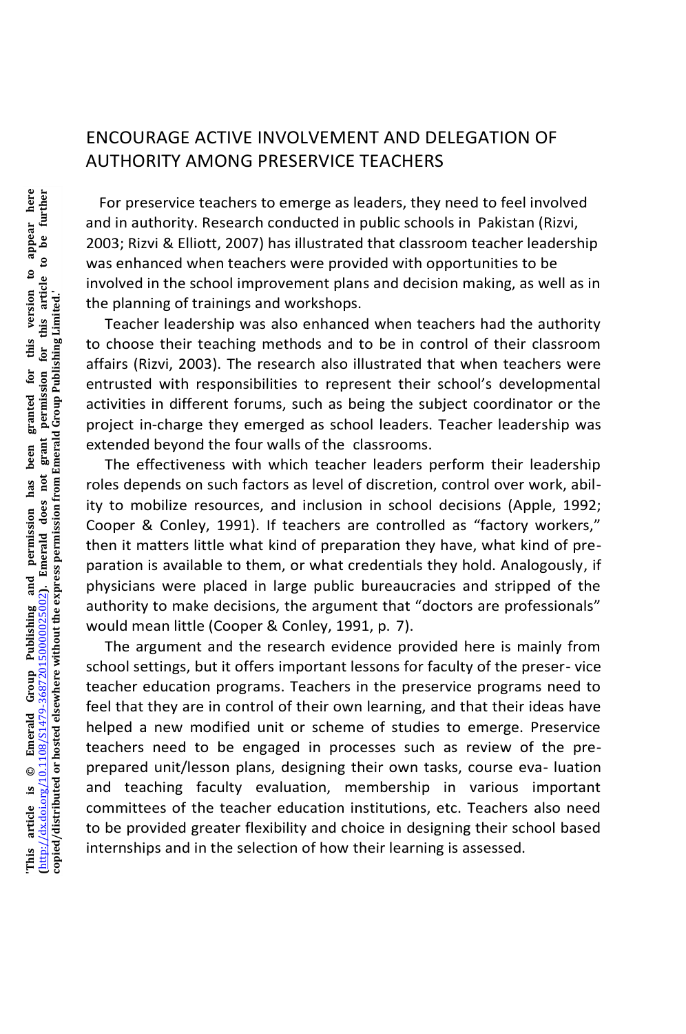## ENCOURAGE ACTIVE INVOLVEMENT AND DELEGATION OF AUTHORITY AMONG PRESERVICE TEACHERS

For preservice teachers to emerge as leaders, they need to feel involved and in authority. Research conducted in public schools in Pakistan (Rizvi, 2003; Rizvi & Elliott, 2007) has illustrated that classroom teacher leadership was enhanced when teachers were provided with opportunities to be involved in the school improvement plans and decision making, as well as in the planning of trainings and workshops.

Teacher leadership was also enhanced when teachers had the authority to choose their teaching methods and to be in control of their classroom affairs (Rizvi, 2003). The research also illustrated that when teachers were entrusted with responsibilities to represent their school's developmental activities in different forums, such as being the subject coordinator or the project in-charge they emerged as school leaders. Teacher leadership was extended beyond the four walls of the classrooms.

The effectiveness with which teacher leaders perform their leadership roles depends on such factors as level of discretion, control over work, ability to mobilize resources, and inclusion in school decisions (Apple, 1992; Cooper & Conley, 1991). If teachers are controlled as "factory workers," then it matters little what kind of preparation they have, what kind of preparation is available to them, or what credentials they hold. Analogously, if physicians were placed in large public bureaucracies and stripped of the authority to make decisions, the argument that "doctors are professionals" would mean little (Cooper & Conley, 1991, p. 7).

The argument and the research evidence provided here is mainly from school settings, but it offers important lessons for faculty of the preservice teacher education programs. Teachers in the preservice programs need to feel that they are in control of their own learning, and that their ideas have helped a new modified unit or scheme of studies to emerge. Preservice teachers need to be engaged in processes such as review of the pre-prepared unit/lesson plans, designing their own tasks, course evaluation and teaching faculty evaluation, membership in various important committees of the teacher education institutions, etc. Teachers also need to be provided greater flexibility and choice in designing their school based internships and in the selection of how their learning is assessed.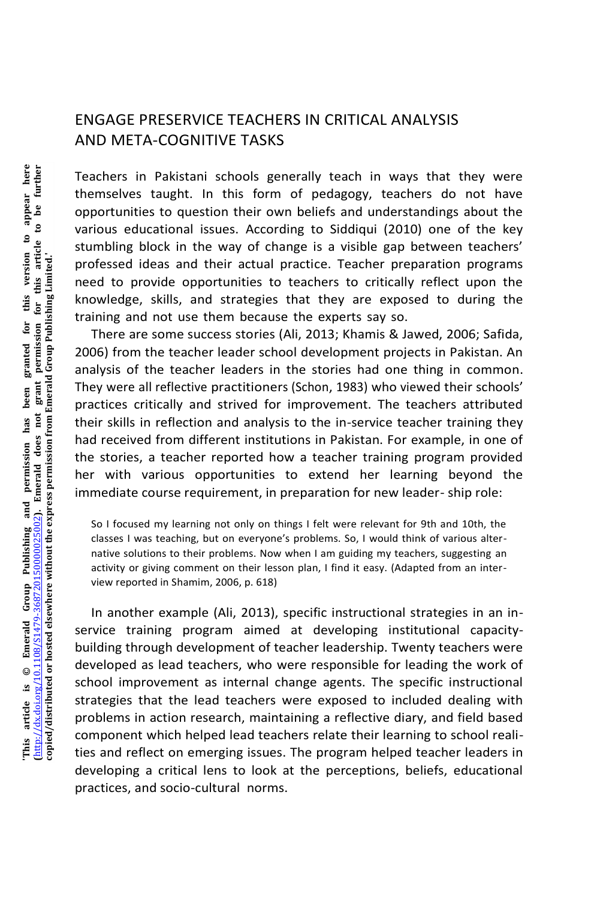## ENGAGE PRESERVICE TEACHERS IN CRITICAL ANALYSIS AND META-COGNITIVE TASKS

Teachers in Pakistani schools generally teach in ways that they were themselves taught. In this form of pedagogy, teachers do not have opportunities to question their own beliefs and understandings about the various educational issues. According to Siddiqui (2010) one of the key stumbling block in the way of change is a visible gap between teachers' professed ideas and their actual practice. Teacher preparation programs need to provide opportunities to teachers to critically reflect upon the knowledge, skills, and strategies that they are exposed to during the training and not use them because the experts say so.

There are some success stories (Ali, 2013; Khamis & Jawed, 2006; Safida, 2006) from the teacher leader school development projects in Pakistan. An analysis of the teacher leaders in the stories had one thing in common. They were all reflective practitioners (Schon, 1983) who viewed their schools' practices critically and strived for improvement. The teachers attributed their skills in reflection and analysis to the in-service teacher training they had received from different institutions in Pakistan. For example, in one of the stories, a teacher reported how a teacher training program provided her with various opportunities to extend her learning beyond the immediate course requirement, in preparation for new leader- ship role:

> So I focused my learning not only on things I felt were relevant for 9th and 10th, the classes I was teaching, but on everyone's problems. So, I would think of various alternative solutions to their problems. Now when I am guiding my teachers, suggesting an activity or giving comment on their lesson plan, I find it easy. (Adapted from an interview reported in Shamim, 2006, p. 618)

In another example (Ali, 2013), specific instructional strategies in an in-service training program aimed at developing institutional capacity-building through development of teacher leadership. Twenty teachers were developed as lead teachers, who were responsible for leading the work of school improvement as internal change agents. The specific instructional strategies that the lead teachers were exposed to included dealing with problems in action research, maintaining a reflective diary, and field based component which helped lead teachers relate their learning to school realities and reflect on emerging issues. The program helped teacher leaders in developing a critical lens to look at the perceptions, beliefs, educational practices, and socio-cultural norms.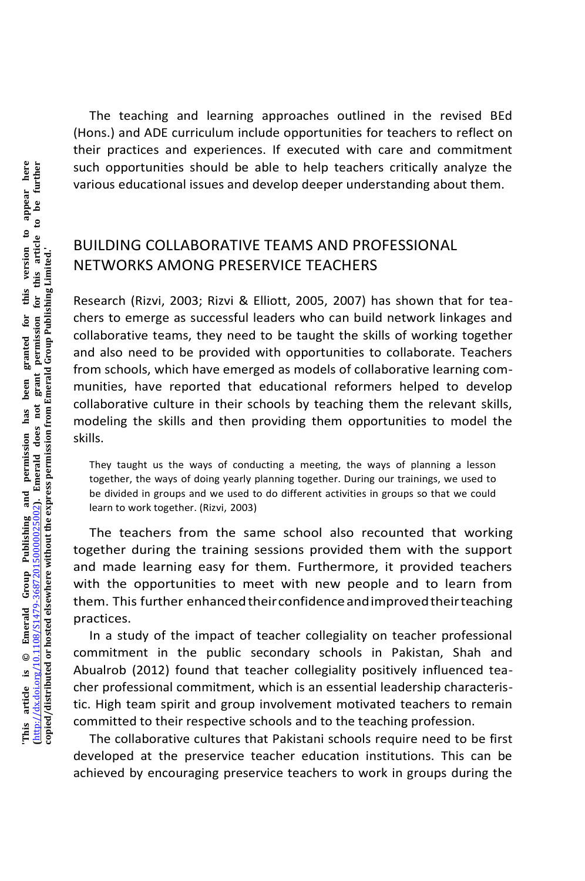The teaching and learning approaches outlined in the revised BEd (Hons.) and ADE curriculum include opportunities for teachers to reflect on their practices and experiences. If executed with care and commitment such opportunities should be able to help teachers critically analyze the various educational issues and develop deeper understanding about them.

## BUILDING COLLABORATIVE TEAMS AND PROFESSIONAL NETWORKS AMONG PRESERVICE TEACHERS

Research (Rizvi, 2003; Rizvi & Elliott, 2005, 2007) has shown that for teachers to emerge as successful leaders who can build network linkages and collaborative teams, they need to be taught the skills of working together and also need to be provided with opportunities to collaborate. Teachers from schools, which have emerged as models of collaborative learning communities, have reported that educational reformers helped to develop collaborative culture in their schools by teaching them the relevant skills, modeling the skills and then providing them opportunities to model the skills.

> They taught us the ways of conducting a meeting, the ways of planning a lesson together, the ways of doing yearly planning together. During our trainings, we used to be divided in groups and we used to do different activities in groups so that we could learn to work together. (Rizvi, 2003)

The teachers from the same school also recounted that working together during the training sessions provided them with the support and made learning easy for them. Furthermore, it provided teachers with the opportunities to meet with new people and to learn from them. This further enhanced their confidence and improved their teaching practices.

In a study of the impact of teacher collegiality on teacher professional commitment in the public secondary schools in Pakistan, Shah and Abualrob (2012) found that teacher collegiality positively influenced teacher professional commitment, which is an essential leadership characteristic. High team spirit and group involvement motivated teachers to remain committed to their respective schools and to the teaching profession.

The collaborative cultures that Pakistani schools require need to be first developed at the preservice teacher education institutions. This can be achieved by encouraging preservice teachers to work in groups during the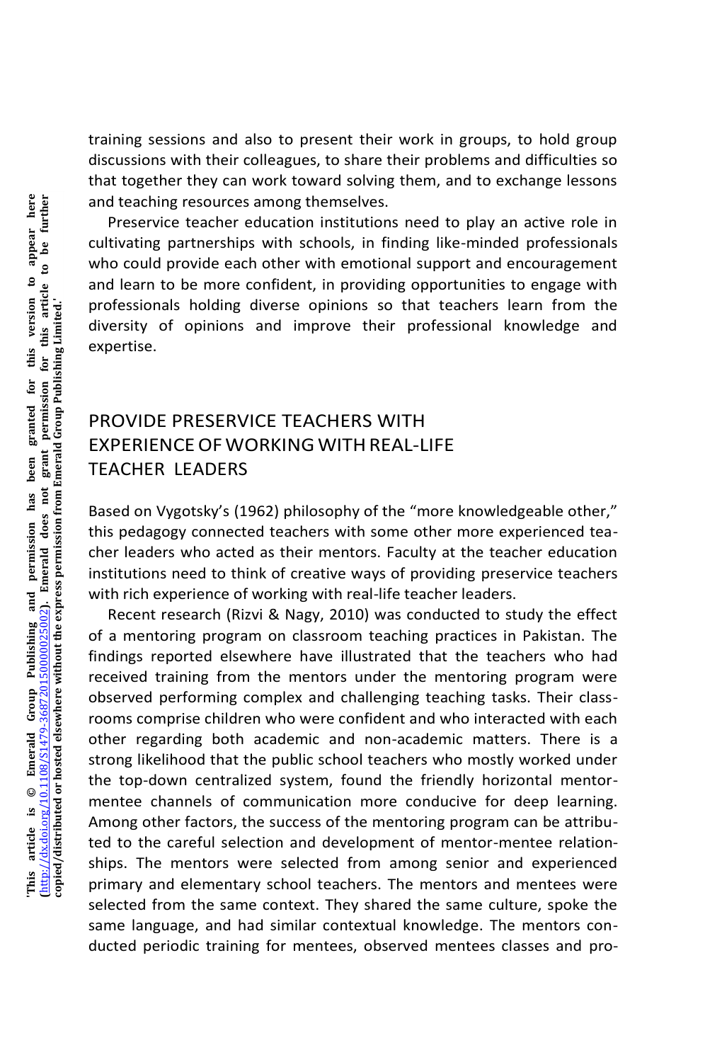training sessions and also to present their work in groups, to hold group discussions with their colleagues, to share their problems and difficulties so that together they can work toward solving them, and to exchange lessons and teaching resources among themselves.

Preservice teacher education institutions need to play an active role in cultivating partnerships with schools, in finding like-minded professionals who could provide each other with emotional support and encouragement and learn to be more confident, in providing opportunities to engage with professionals holding diverse opinions so that teachers learn from the diversity of opinions and improve their professional knowledge and expertise.

## PROVIDE PRESERVICE TEACHERS WITH EXPERIENCE OF WORKING WITH REAL-LIFE TEACHER LEADERS

Based on Vygotsky's (1962) philosophy of the "more knowledgeable other," this pedagogy connected teachers with some other more experienced teacher leaders who acted as their mentors. Faculty at the teacher education institutions need to think of creative ways of providing preservice teachers with rich experience of working with real-life teacher leaders.

Recent research (Rizvi & Nagy, 2010) was conducted to study the effect of a mentoring program on classroom teaching practices in Pakistan. The findings reported elsewhere have illustrated that the teachers who had received training from the mentors under the mentoring program were observed performing complex and challenging teaching tasks. Their classrooms comprise children who were confident and who interacted with each other regarding both academic and non-academic matters. There is a strong likelihood that the public school teachers who mostly worked under the top-down centralized system, found the friendly horizontal mentor-mentee channels of communication more conducive for deep learning. Among other factors, the success of the mentoring program can be attributed to the careful selection and development of mentor-mentee relationships. The mentors were selected from among senior and experienced primary and elementary school teachers. The mentors and mentees were selected from the same context. They shared the same culture, spoke the same language, and had similar contextual knowledge. The mentors conducted periodic training for mentees, observed mentees classes and pro-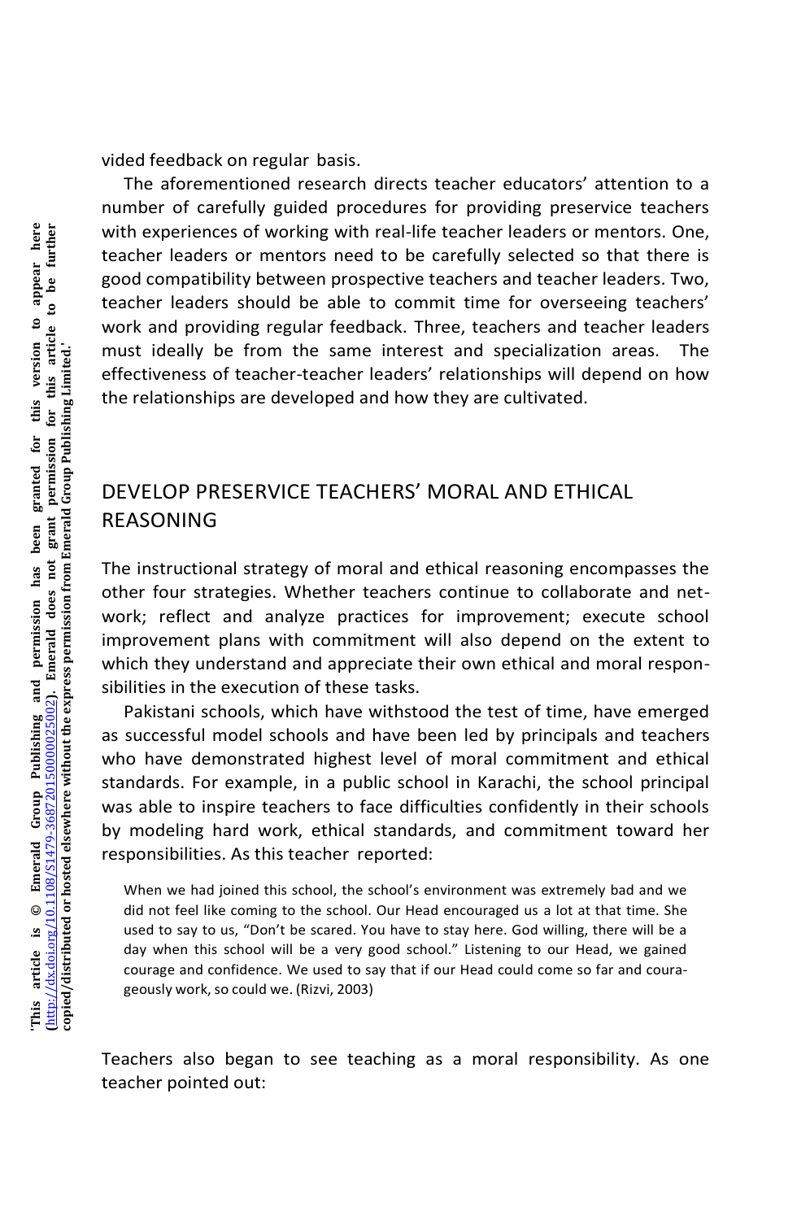vided feedback on regular basis.

The aforementioned research directs teacher educators' attention to a number of carefully guided procedures for providing preservice teachers with experiences of working with real-life teacher leaders or mentors. One, teacher leaders or mentors need to be carefully selected so that there is good compatibility between prospective teachers and teacher leaders. Two, teacher leaders should be able to commit time for overseeing teachers' work and providing regular feedback. Three, teachers and teacher leaders must ideally be from the same interest and specialization areas. The effectiveness of teacher-teacher leaders' relationships will depend on how the relationships are developed and how they are cultivated.

## DEVELOP PRESERVICE TEACHERS' MORAL AND ETHICAL REASONING

The instructional strategy of moral and ethical reasoning encompasses the other four strategies. Whether teachers continue to collaborate and network; reflect and analyze practices for improvement; execute school improvement plans with commitment will also depend on the extent to which they understand and appreciate their own ethical and moral responsibilities in the execution of these tasks.

Pakistani schools, which have withstood the test of time, have emerged as successful model schools and have been led by principals and teachers who have demonstrated highest level of moral commitment and ethical standards. For example, in a public school in Karachi, the school principal was able to inspire teachers to face difficulties confidently in their schools by modeling hard work, ethical standards, and commitment toward her responsibilities. As this teacher reported:

> When we had joined this school, the school's environment was extremely bad and we did not feel like coming to the school. Our Head encouraged us a lot at that time. She used to say to us, "Don't be scared. You have to stay here. God willing, there will be a day when this school will be a very good school." Listening to our Head, we gained courage and confidence. We used to say that if our Head could come so far and courageously work, so could we. (Rizvi, 2003)

Teachers also began to see teaching as a moral responsibility. As one teacher pointed out: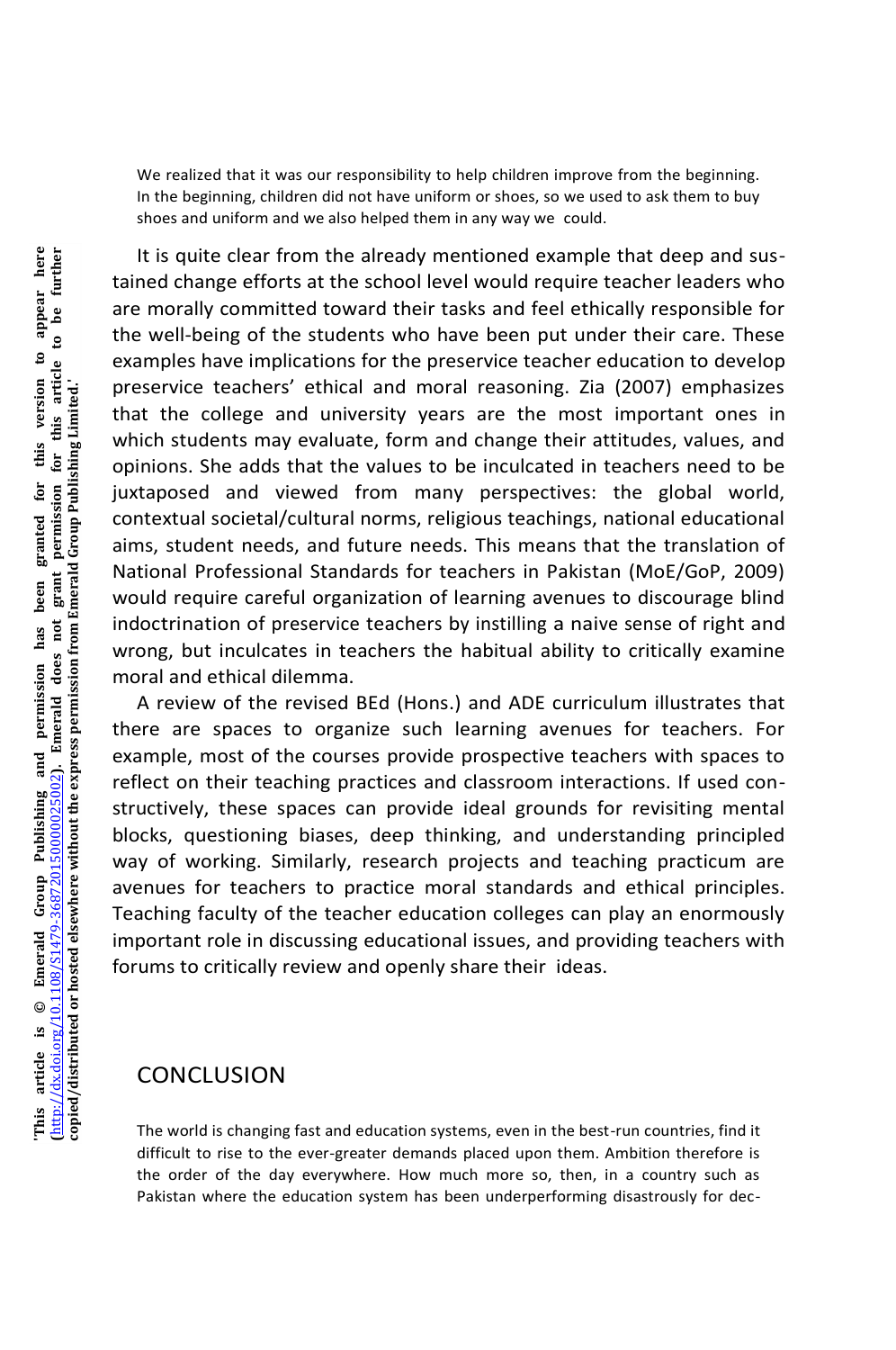We realized that it was our responsibility to help children improve from the beginning. In the beginning, children did not have uniform or shoes, so we used to ask them to buy shoes and uniform and we also helped them in any way we could.

It is quite clear from the already mentioned example that deep and sustained change efforts at the school level would require teacher leaders who are morally committed toward their tasks and feel ethically responsible for the well-being of the students who have been put under their care. These examples have implications for the preservice teacher education to develop preservice teachers' ethical and moral reasoning. Zia (2007) emphasizes that the college and university years are the most important ones in which students may evaluate, form and change their attitudes, values, and opinions. She adds that the values to be inculcated in teachers need to be juxtaposed and viewed from many perspectives: the global world, contextual societal/cultural norms, religious teachings, national educational aims, student needs, and future needs. This means that the translation of National Professional Standards for teachers in Pakistan (MoE/GoP, 2009) would require careful organization of learning avenues to discourage blind indoctrination of preservice teachers by instilling a naive sense of right and wrong, but inculcates in teachers the habitual ability to critically examine moral and ethical dilemma.

A review of the revised BEd (Hons.) and ADE curriculum illustrates that there are spaces to organize such learning avenues for teachers. For example, most of the courses provide prospective teachers with spaces to reflect on their teaching practices and classroom interactions. If used constructively, these spaces can provide ideal grounds for revisiting mental blocks, questioning biases, deep thinking, and understanding principled way of working. Similarly, research projects and teaching practicum are avenues for teachers to practice moral standards and ethical principles. Teaching faculty of the teacher education colleges can play an enormously important role in discussing educational issues, and providing teachers with forums to critically review and openly share their ideas.

## CONCLUSION

The world is changing fast and education systems, even in the best-run countries, find it difficult to rise to the ever-greater demands placed upon them. Ambition therefore is the order of the day everywhere. How much more so, then, in a country such as Pakistan where the education system has been underperforming disastrously for dec-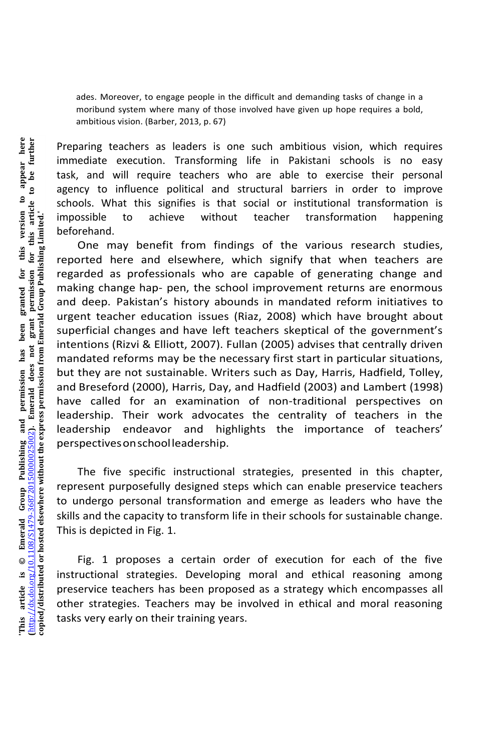ades. Moreover, to engage people in the difficult and demanding tasks of change in a moribund system where many of those involved have given up hope requires a bold, ambitious vision. (Barber, 2013, p. 67)

Preparing teachers as leaders is one such ambitious vision, which requires immediate execution. Transforming life in Pakistani schools is no easy task, and will require teachers who are able to exercise their personal agency to influence political and structural barriers in order to improve schools. What this signifies is that social or institutional transformation is impossible to achieve without teacher transformation happening beforehand.

One may benefit from findings of the various research studies, reported here and elsewhere, which signify that when teachers are regarded as professionals who are capable of generating change and making change hap- pen, the school improvement returns are enormous and deep. Pakistan's history abounds in mandated reform initiatives to urgent teacher education issues (Riaz, 2008) which have brought about superficial changes and have left teachers skeptical of the government's intentions (Rizvi & Elliott, 2007). Fullan (2005) advises that centrally driven mandated reforms may be the necessary first start in particular situations, but they are not sustainable. Writers such as Day, Harris, Hadfield, Tolley, and Breseford (2000), Harris, Day, and Hadfield (2003) and Lambert (1998) have called for an examination of non-traditional perspectives on leadership. Their work advocates the centrality of teachers in the leadership endeavor and highlights the importance of teachers' perspectives on school leadership.

The five specific instructional strategies, presented in this chapter, represent purposefully designed steps which can enable preservice teachers to undergo personal transformation and emerge as leaders who have the skills and the capacity to transform life in their schools for sustainable change. This is depicted in Fig. 1.

Fig. 1 proposes a certain order of execution for each of the five instructional strategies. Developing moral and ethical reasoning among preservice teachers has been proposed as a strategy which encompasses all other strategies. Teachers may be involved in ethical and moral reasoning tasks very early on their training years.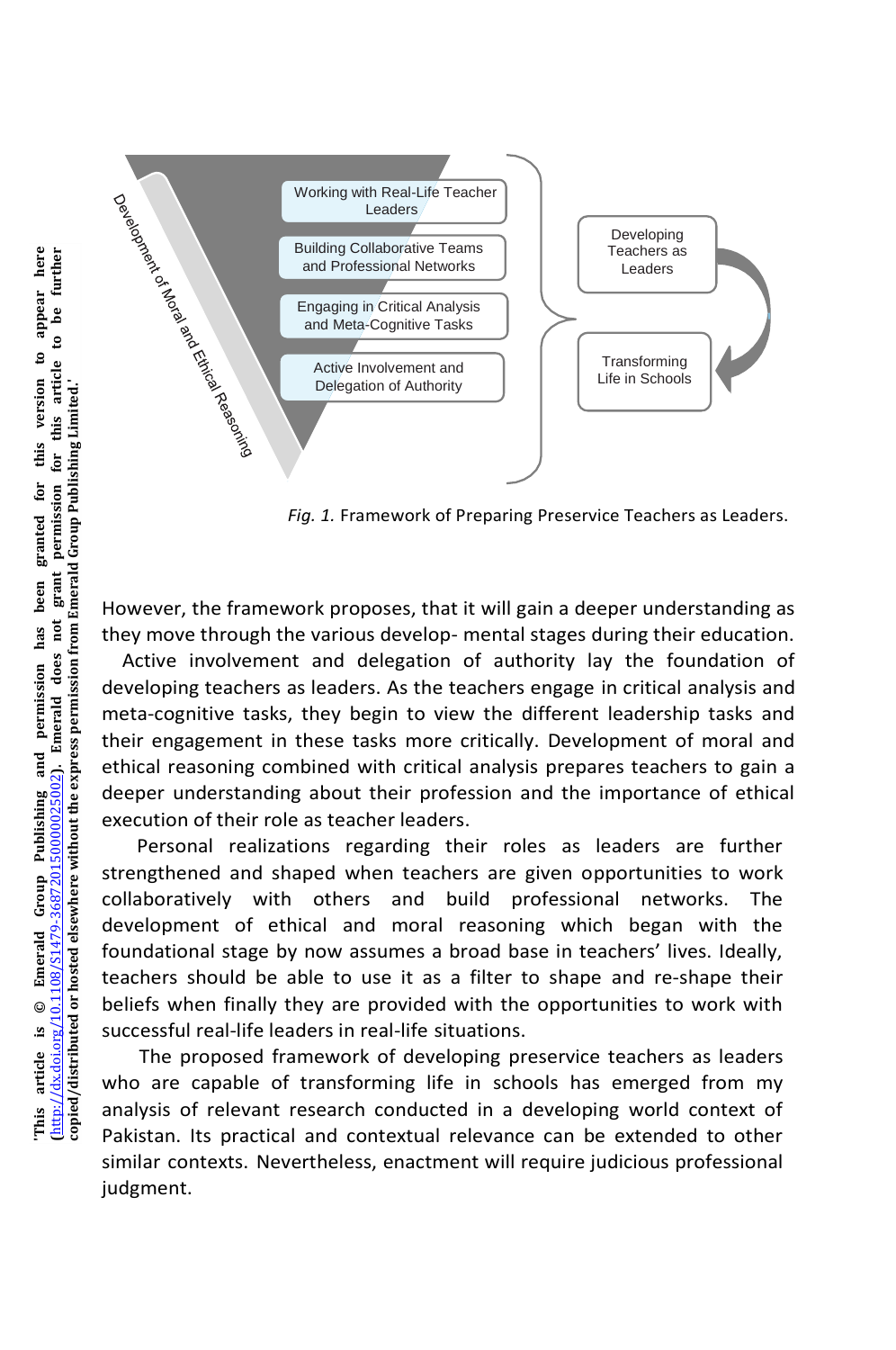*Fig. 1.* Framework of Preparing Preservice Teachers as Leaders.

However, the framework proposes, that it will gain a deeper understanding as they move through the various develop- mental stages during their education.

Active involvement and delegation of authority lay the foundation of developing teachers as leaders. As the teachers engage in critical analysis and meta-cognitive tasks, they begin to view the different leadership tasks and their engagement in these tasks more critically. Development of moral and ethical reasoning combined with critical analysis prepares teachers to gain a deeper understanding about their profession and the importance of ethical execution of their role as teacher leaders.

Personal realizations regarding their roles as leaders are further strengthened and shaped when teachers are given opportunities to work collaboratively with others and build professional networks. The development of ethical and moral reasoning which began with the foundational stage by now assumes a broad base in teachers' lives. Ideally, teachers should be able to use it as a filter to shape and re-shape their beliefs when finally they are provided with the opportunities to work with successful real-life leaders in real-life situations.

The proposed framework of developing preservice teachers as leaders who are capable of transforming life in schools has emerged from my analysis of relevant research conducted in a developing world context of Pakistan. Its practical and contextual relevance can be extended to other similar contexts. Nevertheless, enactment will require judicious professional judgment.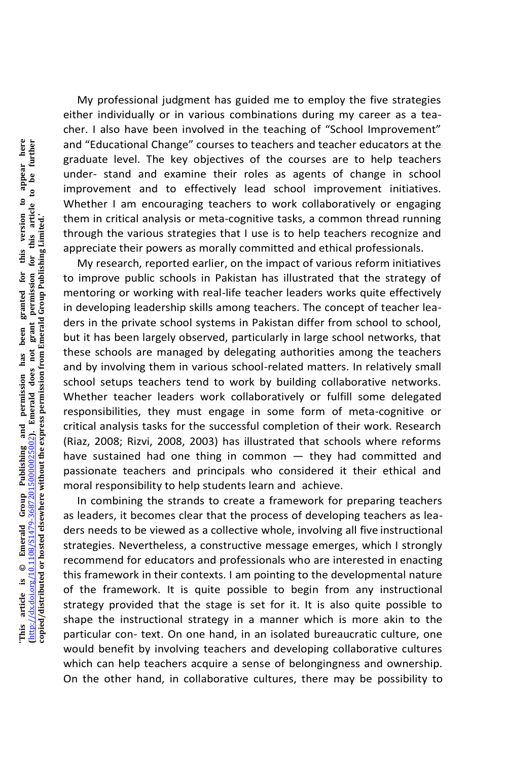My professional judgment has guided me to employ the five strategies either individually or in various combinations during my career as a teacher. I also have been involved in the teaching of "School Improvement" and "Educational Change" courses to teachers and teacher educators at the graduate level. The key objectives of the courses are to help teachers understand and examine their roles as agents of change in school improvement and to effectively lead school improvement initiatives. Whether I am encouraging teachers to work collaboratively or engaging them in critical analysis or meta-cognitive tasks, a common thread running through the various strategies that I use is to help teachers recognize and appreciate their powers as morally committed and ethical professionals.

My research, reported earlier, on the impact of various reform initiatives to improve public schools in Pakistan has illustrated that the strategy of mentoring or working with real-life teacher leaders works quite effectively in developing leadership skills among teachers. The concept of teacher leaders in the private school systems in Pakistan differ from school to school, but it has been largely observed, particularly in large school networks, that these schools are managed by delegating authorities among the teachers and by involving them in various school-related matters. In relatively small school setups teachers tend to work by building collaborative networks. Whether teacher leaders work collaboratively or fulfill some delegated responsibilities, they must engage in some form of meta-cognitive or critical analysis tasks for the successful completion of their work. Research (Riaz, 2008; Rizvi, 2008, 2003) has illustrated that schools where reforms have sustained had one thing in common — they had committed and passionate teachers and principals who considered it their ethical and moral responsibility to help students learn and achieve.

In combining the strands to create a framework for preparing teachers as leaders, it becomes clear that the process of developing teachers as leaders needs to be viewed as a collective whole, involving all five instructional strategies. Nevertheless, a constructive message emerges, which I strongly recommend for educators and professionals who are interested in enacting this framework in their contexts. I am pointing to the developmental nature of the framework. It is quite possible to begin from any instructional strategy provided that the stage is set for it. It is also quite possible to shape the instructional strategy in a manner which is more akin to the particular context. On one hand, in an isolated bureaucratic culture, one would benefit by involving teachers and developing collaborative cultures which can help teachers acquire a sense of belongingness and ownership. On the other hand, in collaborative cultures, there may be possibility to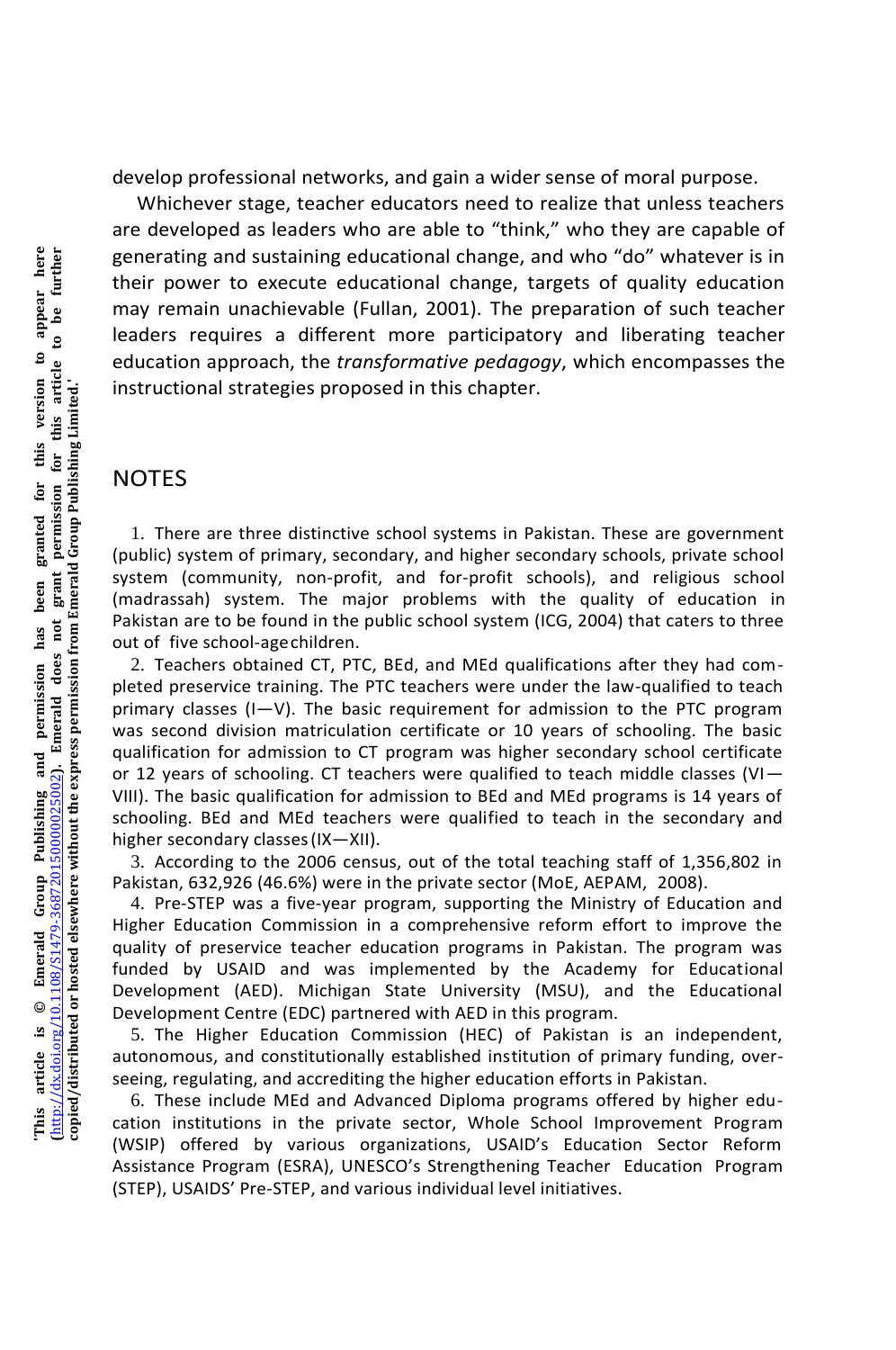develop professional networks, and gain a wider sense of moral purpose.

Whichever stage, teacher educators need to realize that unless teachers are developed as leaders who are able to "think," who they are capable of generating and sustaining educational change, and who "do" whatever is in their power to execute educational change, targets of quality education may remain unachievable (Fullan, 2001). The preparation of such teacher leaders requires a different more participatory and liberating teacher education approach, the *transformative pedagogy*, which encompasses the instructional strategies proposed in this chapter.

## NOTES

1. There are three distinctive school systems in Pakistan. These are government (public) system of primary, secondary, and higher secondary schools, private school system (community, non-profit, and for-profit schools), and religious school (madrassah) system. The major problems with the quality of education in Pakistan are to be found in the public school system (ICG, 2004) that caters to three out of five school-age children.

2. Teachers obtained CT, PTC, BEd, and MEd qualifications after they had completed preservice training. The PTC teachers were under the law-qualified to teach primary classes (I—V). The basic requirement for admission to the PTC program was second division matriculation certificate or 10 years of schooling. The basic qualification for admission to CT program was higher secondary school certificate or 12 years of schooling. CT teachers were qualified to teach middle classes (VI—VIII). The basic qualification for admission to BEd and MEd programs is 14 years of schooling. BEd and MEd teachers were qualified to teach in the secondary and higher secondary classes (IX—XII).

3. According to the 2006 census, out of the total teaching staff of 1,356,802 in Pakistan, 632,926 (46.6%) were in the private sector (MoE, AEPAM, 2008).

4. Pre-STEP was a five-year program, supporting the Ministry of Education and Higher Education Commission in a comprehensive reform effort to improve the quality of preservice teacher education programs in Pakistan. The program was funded by USAID and was implemented by the Academy for Educational Development (AED). Michigan State University (MSU), and the Educational Development Centre (EDC) partnered with AED in this program.

5. The Higher Education Commission (HEC) of Pakistan is an independent, autonomous, and constitutionally established institution of primary funding, overseeing, regulating, and accrediting the higher education efforts in Pakistan.

6. These include MEd and Advanced Diploma programs offered by higher education institutions in the private sector, Whole School Improvement Program (WSIP) offered by various organizations, USAID's Education Sector Reform Assistance Program (ESRA), UNESCO's Strengthening Teacher Education Program (STEP), USAIDS' Pre-STEP, and various individual level initiatives.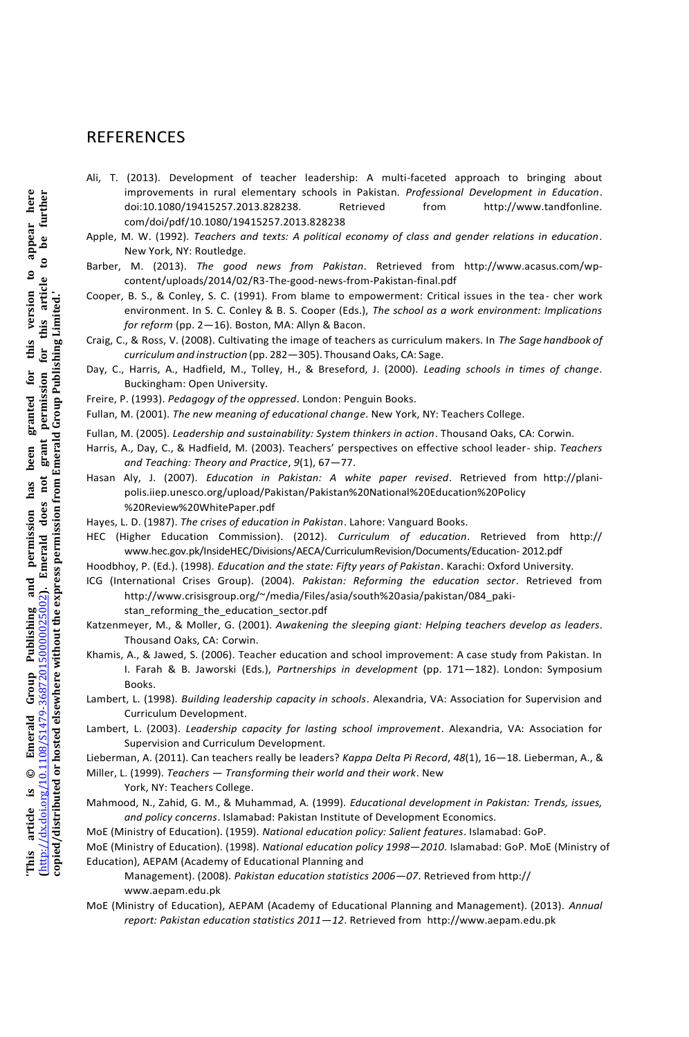## REFERENCES

Ali, T. (2013). Development of teacher leadership: A multi-faceted approach to bringing about improvements in rural elementary schools in Pakistan. *Professional Development in Education*. doi:10.1080/19415257.2013.828238. Retrieved from http://www.tandfonline.com/doi/pdf/10.1080/19415257.2013.828238

Apple, M. W. (1992). *Teachers and texts: A political economy of class and gender relations in education*. New York, NY: Routledge.

Barber, M. (2013). *The good news from Pakistan*. Retrieved from http://www.acasus.com/wp-content/uploads/2014/02/R3-The-good-news-from-Pakistan-final.pdf

Cooper, B. S., & Conley, S. C. (1991). From blame to empowerment: Critical issues in the tea- cher work environment. In S. C. Conley & B. S. Cooper (Eds.), *The school as a work environment: Implications for reform* (pp. 2—16). Boston, MA: Allyn & Bacon.

Craig, C., & Ross, V. (2008). Cultivating the image of teachers as curriculum makers. In *The Sage handbook of curriculum and instruction* (pp. 282—305). Thousand Oaks, CA: Sage.

Day, C., Harris, A., Hadfield, M., Tolley, H., & Breseford, J. (2000). *Leading schools in times of change*. Buckingham: Open University.

Freire, P. (1993). *Pedagogy of the oppressed*. London: Penguin Books.

Fullan, M. (2001). *The new meaning of educational change*. New York, NY: Teachers College.

Fullan, M. (2005). *Leadership and sustainability: System thinkers in action*. Thousand Oaks, CA: Corwin.

Harris, A., Day, C., & Hadfield, M. (2003). Teachers' perspectives on effective school leader- ship. *Teachers and Teaching: Theory and Practice*, *9*(1), 67—77.

Hasan Aly, J. (2007). *Education in Pakistan: A white paper revised*. Retrieved from http://planipolis.iiep.unesco.org/upload/Pakistan/Pakistan%20National%20Education%20Policy%20Review%20WhitePaper.pdf

Hayes, L. D. (1987). *The crises of education in Pakistan*. Lahore: Vanguard Books.

HEC (Higher Education Commission). (2012). *Curriculum of education*. Retrieved from http://www.hec.gov.pk/InsideHEC/Divisions/AECA/CurriculumRevision/Documents/Education- 2012.pdf

Hoodbhoy, P. (Ed.). (1998). *Education and the state: Fifty years of Pakistan*. Karachi: Oxford University.

ICG (International Crises Group). (2004). *Pakistan: Reforming the education sector*. Retrieved from http://www.crisisgroup.org/~/media/Files/asia/south%20asia/pakistan/084_pakistan_reforming_the_education_sector.pdf

Katzenmeyer, M., & Moller, G. (2001). *Awakening the sleeping giant: Helping teachers develop as leaders*. Thousand Oaks, CA: Corwin.

Khamis, A., & Jawed, S. (2006). Teacher education and school improvement: A case study from Pakistan. In I. Farah & B. Jaworski (Eds.), *Partnerships in development* (pp. 171—182). London: Symposium Books.

Lambert, L. (1998). *Building leadership capacity in schools*. Alexandria, VA: Association for Supervision and Curriculum Development.

Lambert, L. (2003). *Leadership capacity for lasting school improvement*. Alexandria, VA: Association for Supervision and Curriculum Development.

Lieberman, A. (2011). Can teachers really be leaders? *Kappa Delta Pi Record*, *48*(1), 16—18. Lieberman, A., & Miller, L. (1999). *Teachers — Transforming their world and their work*. New York, NY: Teachers College.

Mahmood, N., Zahid, G. M., & Muhammad, A. (1999). *Educational development in Pakistan: Trends, issues, and policy concerns*. Islamabad: Pakistan Institute of Development Economics.

MoE (Ministry of Education). (1959). *National education policy: Salient features*. Islamabad: GoP.

MoE (Ministry of Education). (1998). *National education policy 1998—2010*. Islamabad: GoP. MoE (Ministry of Education), AEPAM (Academy of Educational Planning and Management). (2008). *Pakistan education statistics 2006—07*. Retrieved from http://www.aepam.edu.pk

MoE (Ministry of Education), AEPAM (Academy of Educational Planning and Management). (2013). *Annual report: Pakistan education statistics 2011—12*. Retrieved from http://www.aepam.edu.pk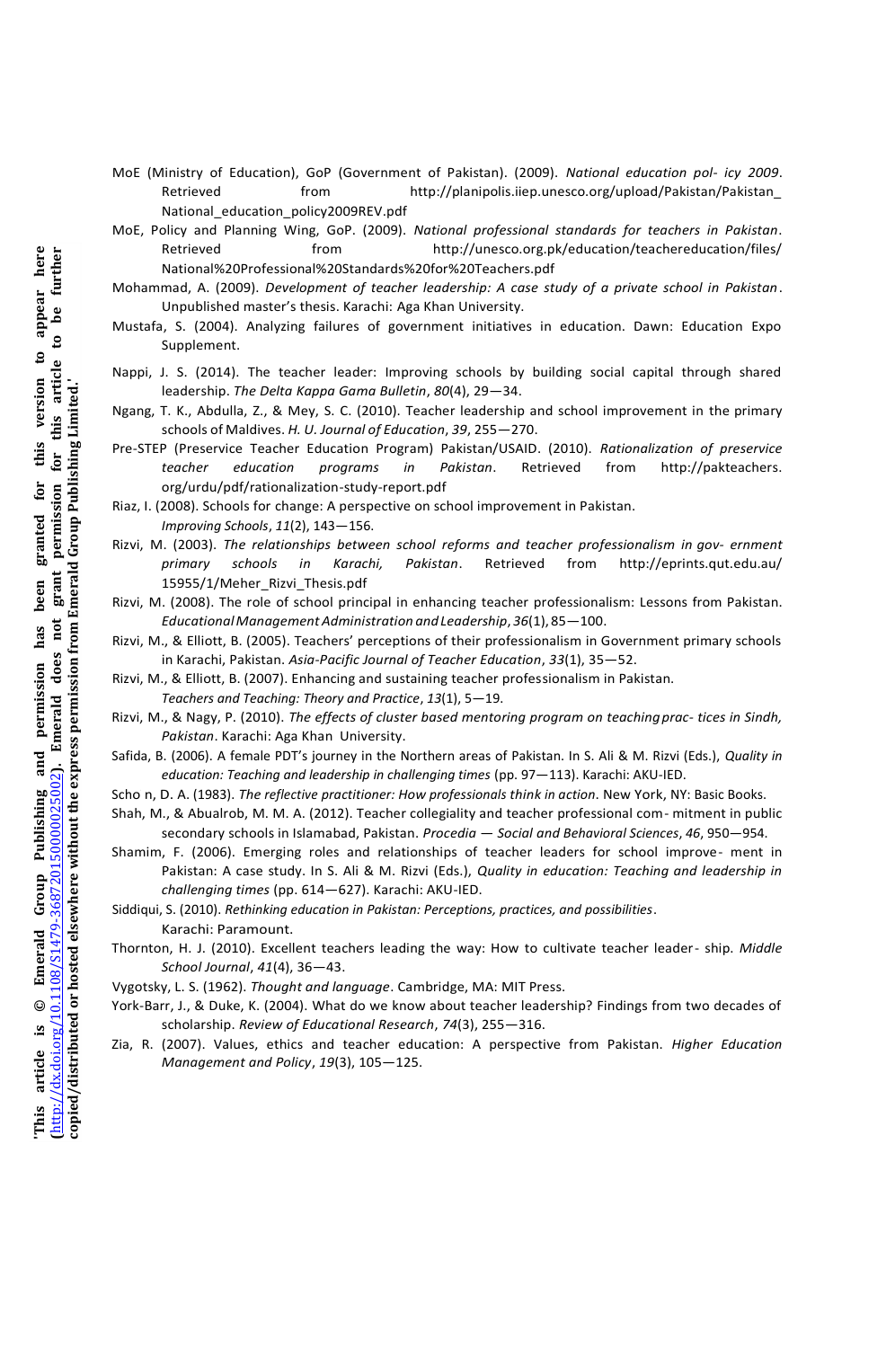MoE (Ministry of Education), GoP (Government of Pakistan). (2009). *National education pol- icy 2009*. Retrieved from http://planipolis.iiep.unesco.org/upload/Pakistan/Pakistan_National_education_policy2009REV.pdf

MoE, Policy and Planning Wing, GoP. (2009). *National professional standards for teachers in Pakistan*. Retrieved from http://unesco.org.pk/education/teachereducation/files/National%20Professional%20Standards%20for%20Teachers.pdf

Mohammad, A. (2009). *Development of teacher leadership: A case study of a private school in Pakistan*. Unpublished master's thesis. Karachi: Aga Khan University.

Mustafa, S. (2004). Analyzing failures of government initiatives in education. Dawn: Education Expo Supplement.

Nappi, J. S. (2014). The teacher leader: Improving schools by building social capital through shared leadership. *The Delta Kappa Gama Bulletin*, *80*(4), 29—34.

Ngang, T. K., Abdulla, Z., & Mey, S. C. (2010). Teacher leadership and school improvement in the primary schools of Maldives. *H. U. Journal of Education*, *39*, 255—270.

Pre-STEP (Preservice Teacher Education Program) Pakistan/USAID. (2010). *Rationalization of preservice teacher education programs in Pakistan*. Retrieved from http://pakteachers.org/urdu/pdf/rationalization-study-report.pdf

Riaz, I. (2008). Schools for change: A perspective on school improvement in Pakistan. *Improving Schools*, *11*(2), 143—156.

Rizvi, M. (2003). *The relationships between school reforms and teacher professionalism in gov- ernment primary schools in Karachi, Pakistan*. Retrieved from http://eprints.qut.edu.au/15955/1/Meher_Rizvi_Thesis.pdf

Rizvi, M. (2008). The role of school principal in enhancing teacher professionalism: Lessons from Pakistan. *Educational Management Administration and Leadership*, *36*(1), 85—100.

Rizvi, M., & Elliott, B. (2005). Teachers' perceptions of their professionalism in Government primary schools in Karachi, Pakistan. *Asia-Pacific Journal of Teacher Education*, *33*(1), 35—52.

Rizvi, M., & Elliott, B. (2007). Enhancing and sustaining teacher professionalism in Pakistan. *Teachers and Teaching: Theory and Practice*, *13*(1), 5—19.

Rizvi, M., & Nagy, P. (2010). *The effects of cluster based mentoring program on teaching prac- tices in Sindh, Pakistan*. Karachi: Aga Khan University.

Safida, B. (2006). A female PDT's journey in the Northern areas of Pakistan. In S. Ali & M. Rizvi (Eds.), *Quality in education: Teaching and leadership in challenging times* (pp. 97—113). Karachi: AKU-IED.

Scho n, D. A. (1983). *The reflective practitioner: How professionals think in action*. New York, NY: Basic Books.

Shah, M., & Abualrob, M. M. A. (2012). Teacher collegiality and teacher professional com- mitment in public secondary schools in Islamabad, Pakistan. *Procedia — Social and Behavioral Sciences*, *46*, 950—954.

Shamim, F. (2006). Emerging roles and relationships of teacher leaders for school improve- ment in Pakistan: A case study. In S. Ali & M. Rizvi (Eds.), *Quality in education: Teaching and leadership in challenging times* (pp. 614—627). Karachi: AKU-IED.

Siddiqui, S. (2010). *Rethinking education in Pakistan: Perceptions, practices, and possibilities*. Karachi: Paramount.

Thornton, H. J. (2010). Excellent teachers leading the way: How to cultivate teacher leader- ship. *Middle School Journal*, *41*(4), 36—43.

Vygotsky, L. S. (1962). *Thought and language*. Cambridge, MA: MIT Press.

York-Barr, J., & Duke, K. (2004). What do we know about teacher leadership? Findings from two decades of scholarship. *Review of Educational Research*, *74*(3), 255—316.

Zia, R. (2007). Values, ethics and teacher education: A perspective from Pakistan. *Higher Education Management and Policy*, *19*(3), 105—125.